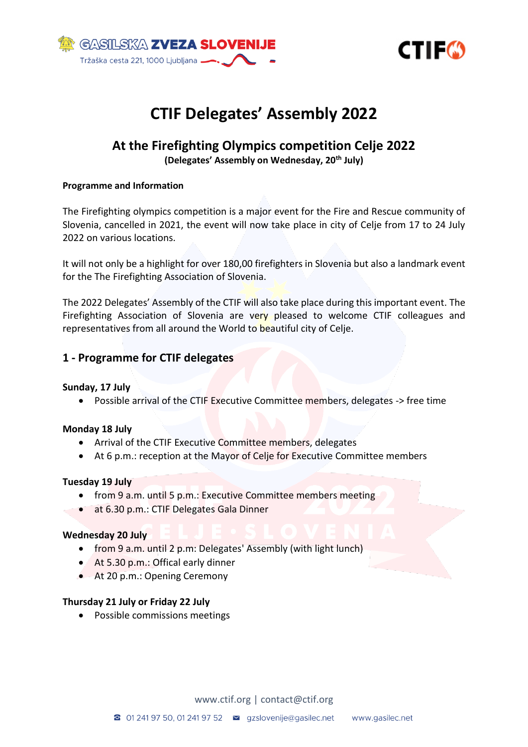# CTIF Delegates' Assembly 2022

## At the Firefighting Olympics competition Celje 2022

**(Delegates' Assembly on Wednesday, 20th July)**

**Programme and Information**

The Firefighting olympics competition is a major event for the Fire and Rescue community of Slovenia, cancelled in 2021, the event will now take place in city of Celje from 17 to 24 July 2022 on various locations.

It will not only be a highlight for over 180,00 firefighters in Slovenia but also a landmark event for the The Firefighting Association of Slovenia.

The 2022 Delegates' Assembly of the CTIF will also take place during this important event. The Firefighting Association of Slovenia are very pleased to welcome CTIF colleagues and representatives from all around the World to beautiful city of Celje.

## 1 - Programme for CTIF delegates

**Sunday, 17 July**

- Possible arrival of the CTIF Executive Committee members, delegates -> free time

**Monday 18 July**

- Arrival of the CTIF Executive Committee members, delegates
- At 6 p.m.: reception at the Mayor of Celje for Executive Committee members

**Tuesday 19 July**

- from 9 a.m. until 5 p.m.: Executive Committee members meeting
- at 6.30 p.m.: CTIF Delegates Gala Dinner

**Wednesday 20 July**

- from 9 a.m. until 2 p.m: Delegates' Assembly (with light lunch)
- At 5.30 p.m.: Offical early dinner
- At 20 p.m.: Opening Ceremony

**Thursday 21 July or Friday 22 July**

- Possible commissions meetings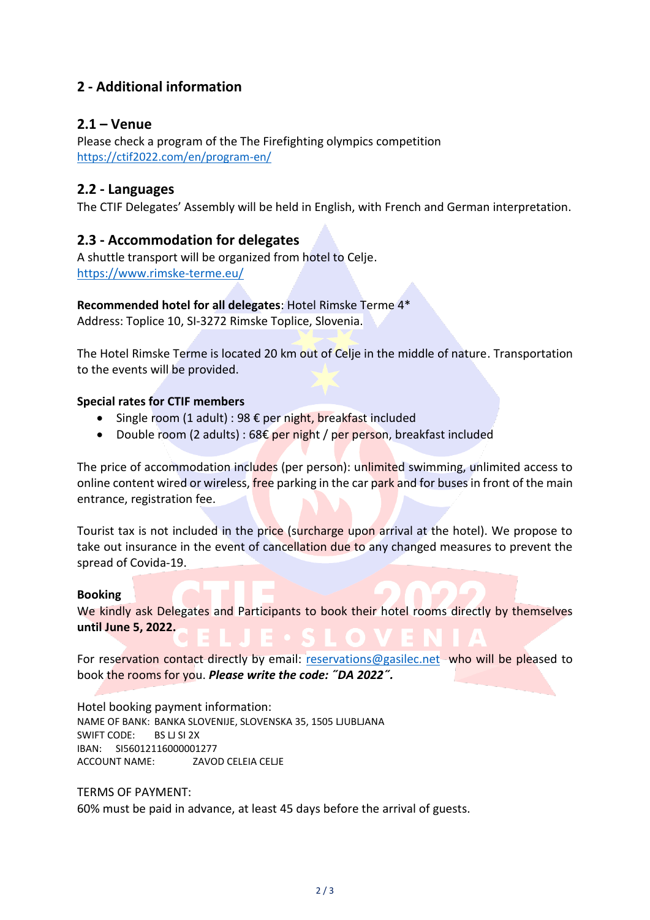## 2 - Additional information

### 2.1 – Venue

Please check a program of the The Firefighting olympics competition
https://ctif2022.com/en/program-en/

### 2.2 - Languages

The CTIF Delegates' Assembly will be held in English, with French and German interpretation.

### 2.3 - Accommodation for delegates

A shuttle transport will be organized from hotel to Celje.
https://www.rimske-terme.eu/

**Recommended hotel for all delegates**: Hotel Rimske Terme 4*
Address: Toplice 10, SI-3272 Rimske Toplice, Slovenia.

The Hotel Rimske Terme is located 20 km out of Celje in the middle of nature. Transportation to the events will be provided.

**Special rates for CTIF members**

- Single room (1 adult) : 98 € per night, breakfast included
- Double room (2 adults) : 68€ per night / per person, breakfast included

The price of accommodation includes (per person): unlimited swimming, unlimited access to online content wired or wireless, free parking in the car park and for buses in front of the main entrance, registration fee.

Tourist tax is not included in the price (surcharge upon arrival at the hotel). We propose to take out insurance in the event of cancellation due to any changed measures to prevent the spread of Covida-19.

**Booking**
We kindly ask Delegates and Participants to book their hotel rooms directly by themselves **until June 5, 2022.**

For reservation contact directly by email: reservations@gasilec.net who will be pleased to book the rooms for you. ***Please write the code: ˝DA 2022˝.***

Hotel booking payment information:
NAME OF BANK: BANKA SLOVENIJE, SLOVENSKA 35, 1505 LJUBLJANA
SWIFT CODE: BS LJ SI 2X
IBAN: SI56012116000001277
ACCOUNT NAME: ZAVOD CELEIA CELJE

TERMS OF PAYMENT:
60% must be paid in advance, at least 45 days before the arrival of guests.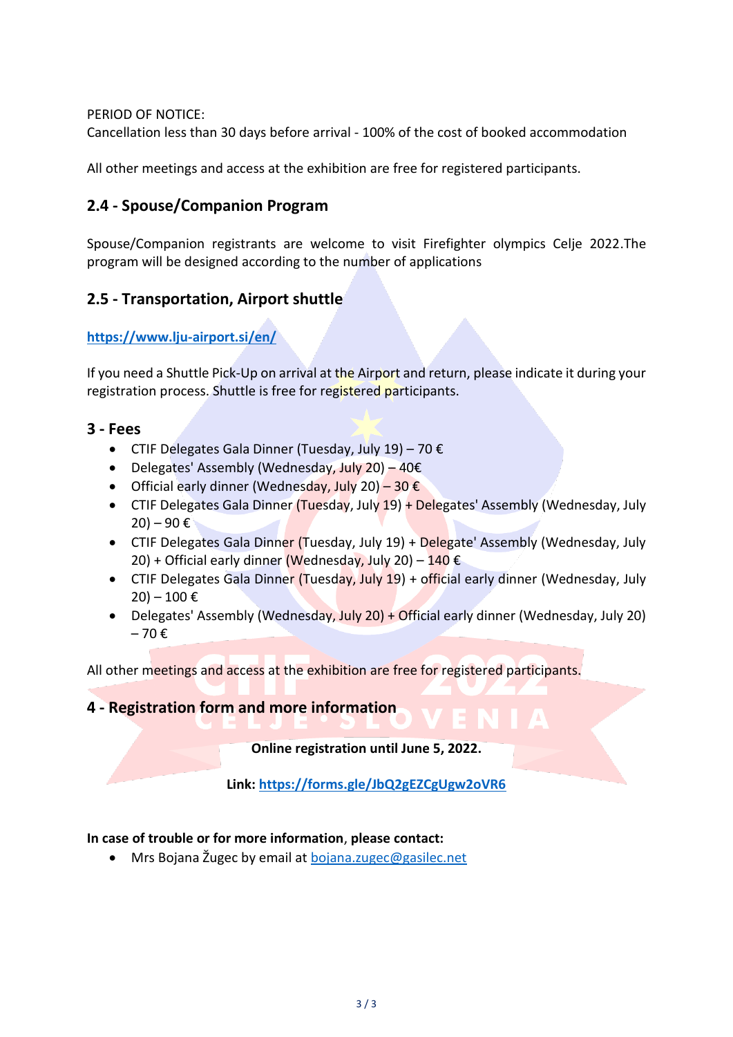PERIOD OF NOTICE:
Cancellation less than 30 days before arrival - 100% of the cost of booked accommodation

All other meetings and access at the exhibition are free for registered participants.

## 2.4 - Spouse/Companion Program

Spouse/Companion registrants are welcome to visit Firefighter olympics Celje 2022.The program will be designed according to the number of applications

## 2.5 - Transportation, Airport shuttle

**https://www.lju-airport.si/en/**

If you need a Shuttle Pick-Up on arrival at the Airport and return, please indicate it during your registration process. Shuttle is free for registered participants.

## 3 - Fees

- CTIF Delegates Gala Dinner (Tuesday, July 19) – 70 €
- Delegates' Assembly (Wednesday, July 20) – 40€
- Official early dinner (Wednesday, July 20) – 30 €
- CTIF Delegates Gala Dinner (Tuesday, July 19) + Delegates' Assembly (Wednesday, July 20) – 90 €
- CTIF Delegates Gala Dinner (Tuesday, July 19) + Delegate' Assembly (Wednesday, July 20) + Official early dinner (Wednesday, July 20) – 140 €
- CTIF Delegates Gala Dinner (Tuesday, July 19) + official early dinner (Wednesday, July 20) – 100 €
- Delegates' Assembly (Wednesday, July 20) + Official early dinner (Wednesday, July 20) – 70 €

All other meetings and access at the exhibition are free for registered participants.

## 4 - Registration form and more information

**Online registration until June 5, 2022.**

**Link: https://forms.gle/JbQ2gEZCgUgw2oVR6**

**In case of trouble or for more information**, **please contact:**

- Mrs Bojana Žugec by email at bojana.zugec@gasilec.net